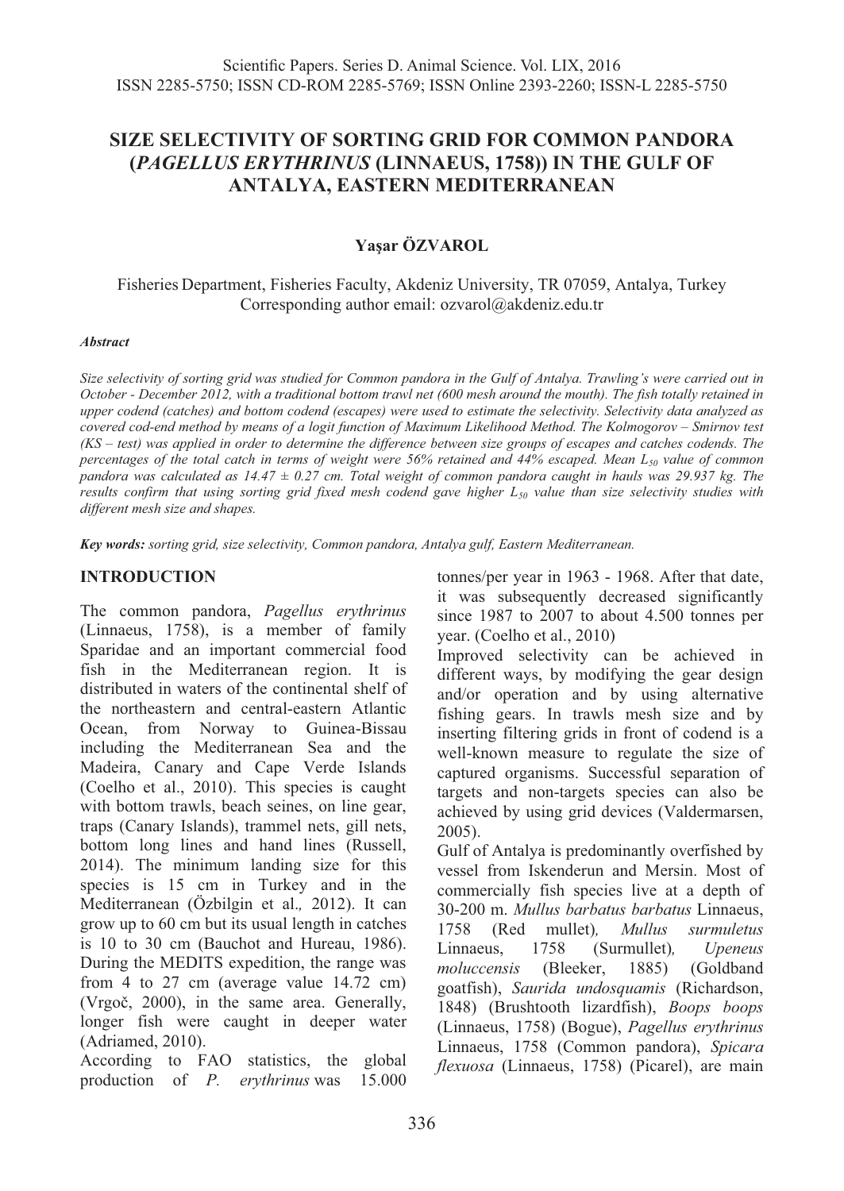# SIZE SELECTIVITY OF SORTING GRID FOR COMMON PANDORA (*PAGELLUS ERYTHRINUS* (LINNAEUS, 1758)) IN THE GULF OF ANTALYA, EASTERN MEDITERRANEAN

**Yaşar ÖZVAROL**

Fisheries Department, Fisheries Faculty, Akdeniz University, TR 07059, Antalya, Turkey
Corresponding author email: ozvarol@akdeniz.edu.tr

***Abstract***

*Size selectivity of sorting grid was studied for Common pandora in the Gulf of Antalya. Trawling's were carried out in October - December 2012, with a traditional bottom trawl net (600 mesh around the mouth). The fish totally retained in upper codend (catches) and bottom codend (escapes) were used to estimate the selectivity. Selectivity data analyzed as covered cod-end method by means of a logit function of Maximum Likelihood Method. The Kolmogorov – Smirnov test (KS – test) was applied in order to determine the difference between size groups of escapes and catches codends. The percentages of the total catch in terms of weight were 56% retained and 44% escaped. Mean $L_{50}$ value of common pandora was calculated as 14.47 ± 0.27 cm. Total weight of common pandora caught in hauls was 29.937 kg. The results confirm that using sorting grid fixed mesh codend gave higher $L_{50}$ value than size selectivity studies with different mesh size and shapes.*

***Key words:*** *sorting grid, size selectivity, Common pandora, Antalya gulf, Eastern Mediterranean.*

## INTRODUCTION

The common pandora, *Pagellus erythrinus* (Linnaeus, 1758), is a member of family Sparidae and an important commercial food fish in the Mediterranean region. It is distributed in waters of the continental shelf of the northeastern and central-eastern Atlantic Ocean, from Norway to Guinea-Bissau including the Mediterranean Sea and the Madeira, Canary and Cape Verde Islands (Coelho et al., 2010). This species is caught with bottom trawls, beach seines, on line gear, traps (Canary Islands), trammel nets, gill nets, bottom long lines and hand lines (Russell, 2014). The minimum landing size for this species is 15 cm in Turkey and in the Mediterranean (Özbilgin et al., 2012). It can grow up to 60 cm but its usual length in catches is 10 to 30 cm (Bauchot and Hureau, 1986). During the MEDITS expedition, the range was from 4 to 27 cm (average value 14.72 cm) (Vrgoč, 2000), in the same area. Generally, longer fish were caught in deeper water (Adriamed, 2010).

According to FAO statistics, the global production of *P. erythrinus* was 15.000 tonnes/per year in 1963 - 1968. After that date, it was subsequently decreased significantly since 1987 to 2007 to about 4.500 tonnes per year. (Coelho et al., 2010)

Improved selectivity can be achieved in different ways, by modifying the gear design and/or operation and by using alternative fishing gears. In trawls mesh size and by inserting filtering grids in front of codend is a well-known measure to regulate the size of captured organisms. Successful separation of targets and non-targets species can also be achieved by using grid devices (Valdermarsen, 2005).

Gulf of Antalya is predominantly overfished by vessel from Iskenderun and Mersin. Most of commercially fish species live at a depth of 30-200 m. *Mullus barbatus barbatus* Linnaeus, 1758 (Red mullet), *Mullus surmuletus* Linnaeus, 1758 (Surmullet), *Upeneus moluccensis* (Bleeker, 1885) (Goldband goatfish), *Saurida undosquamis* (Richardson, 1848) (Brushtooth lizardfish), *Boops boops* (Linnaeus, 1758) (Bogue), *Pagellus erythrinus* Linnaeus, 1758 (Common pandora), *Spicara flexuosa* (Linnaeus, 1758) (Picarel), are main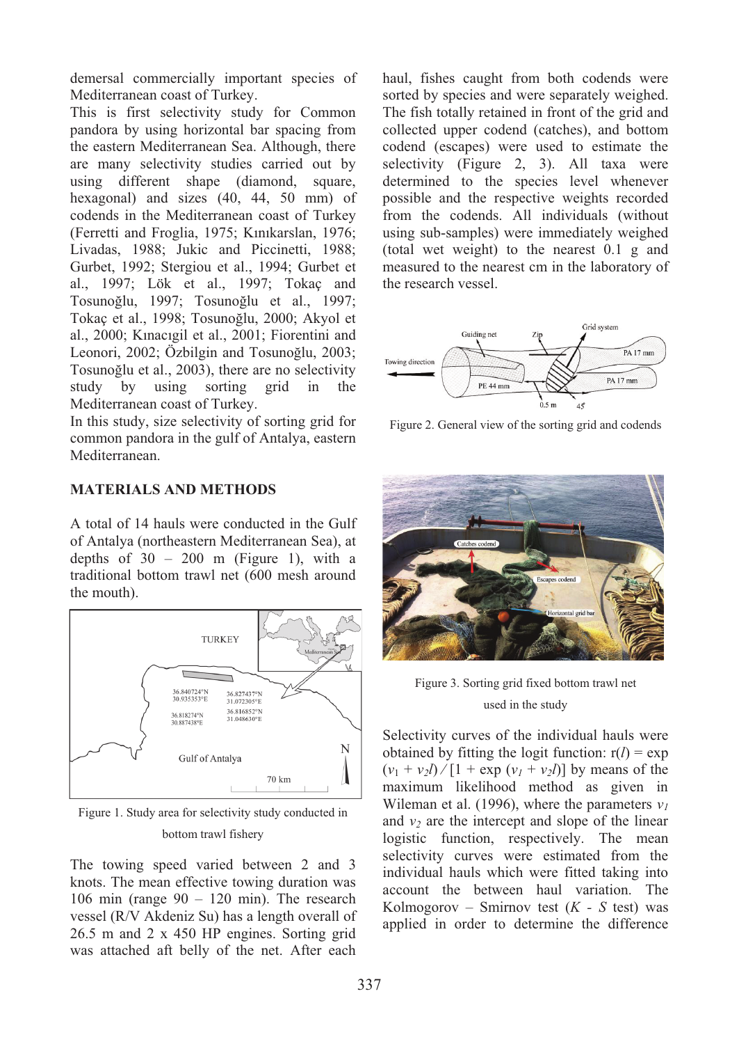demersal commercially important species of Mediterranean coast of Turkey.

This is first selectivity study for Common pandora by using horizontal bar spacing from the eastern Mediterranean Sea. Although, there are many selectivity studies carried out by using different shape (diamond, square, hexagonal) and sizes (40, 44, 50 mm) of codends in the Mediterranean coast of Turkey (Ferretti and Froglia, 1975; Kınıkarslan, 1976; Livadas, 1988; Jukic and Piccinetti, 1988; Gurbet, 1992; Stergiou et al., 1994; Gurbet et al., 1997; Lök et al., 1997; Tokaç and Tosunoğlu, 1997; Tosunoğlu et al., 1997; Tokaç et al., 1998; Tosunoğlu, 2000; Akyol et al., 2000; Kınacıgil et al., 2001; Fiorentini and Leonori, 2002; Özbilgin and Tosunoğlu, 2003; Tosunoğlu et al., 2003), there are no selectivity study by using sorting grid in the Mediterranean coast of Turkey.

In this study, size selectivity of sorting grid for common pandora in the gulf of Antalya, eastern Mediterranean.

## MATERIALS AND METHODS

A total of 14 hauls were conducted in the Gulf of Antalya (northeastern Mediterranean Sea), at depths of 30 – 200 m (Figure 1), with a traditional bottom trawl net (600 mesh around the mouth).

Figure 1. Study area for selectivity study conducted in bottom trawl fishery

The towing speed varied between 2 and 3 knots. The mean effective towing duration was 106 min (range 90 – 120 min). The research vessel (R/V Akdeniz Su) has a length overall of 26.5 m and 2 x 450 HP engines. Sorting grid was attached aft belly of the net. After each haul, fishes caught from both codends were sorted by species and were separately weighed. The fish totally retained in front of the grid and collected upper codend (catches), and bottom codend (escapes) were used to estimate the selectivity (Figure 2, 3). All taxa were determined to the species level whenever possible and the respective weights recorded from the codends. All individuals (without using sub-samples) were immediately weighed (total wet weight) to the nearest 0.1 g and measured to the nearest cm in the laboratory of the research vessel.

Figure 2. General view of the sorting grid and codends

Figure 3. Sorting grid fixed bottom trawl net used in the study

Selectivity curves of the individual hauls were obtained by fitting the logit function: $r(l) = \exp(v_1 + v_2 l) / [1 + \exp(v_1 + v_2 l)]$ by means of the maximum likelihood method as given in Wileman et al. (1996), where the parameters $v_1$ and $v_2$ are the intercept and slope of the linear logistic function, respectively. The mean selectivity curves were estimated from the individual hauls which were fitted taking into account the between haul variation. The Kolmogorov – Smirnov test ($K$ - $S$ test) was applied in order to determine the difference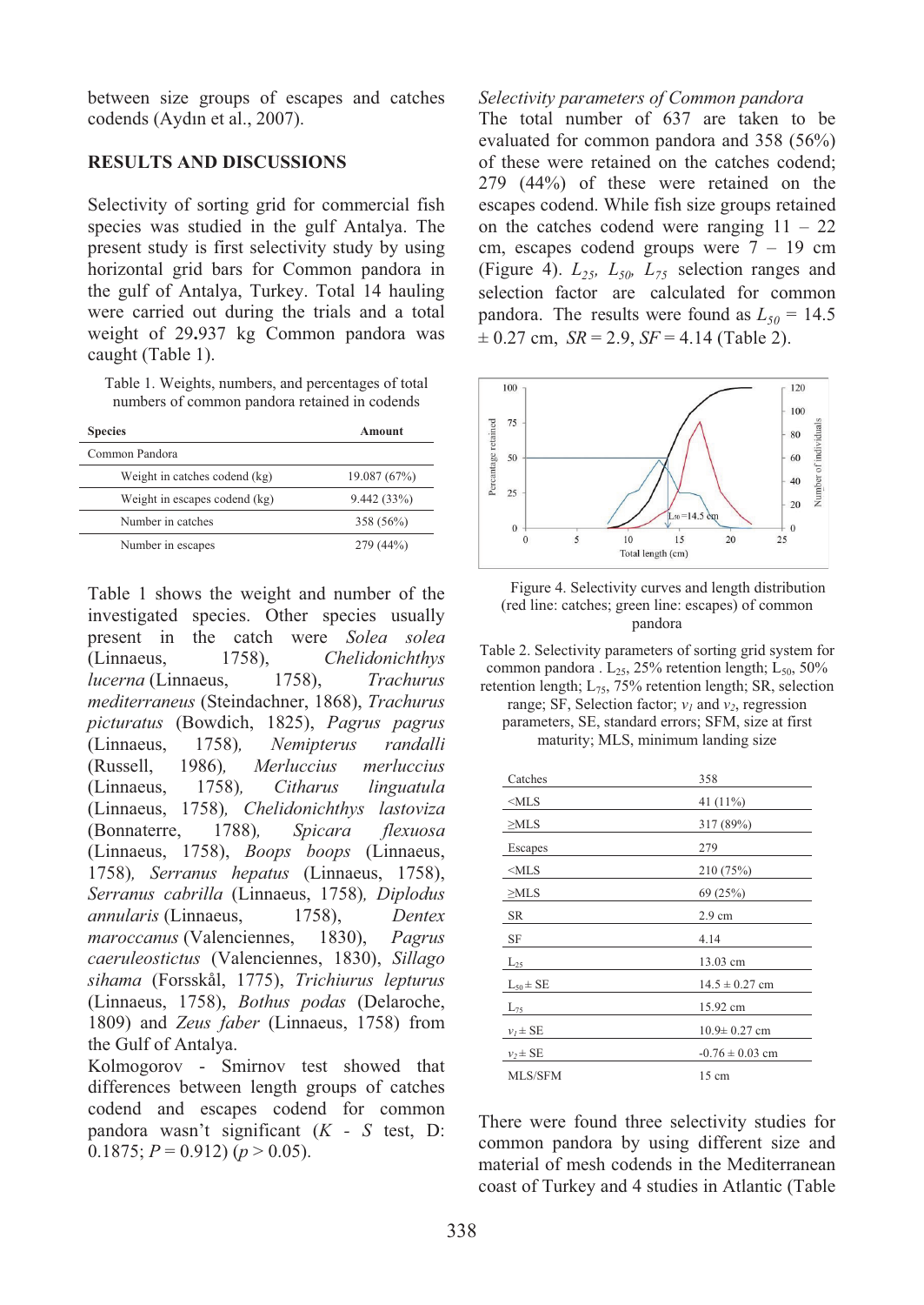between size groups of escapes and catches codends (Aydın et al., 2007).

## RESULTS AND DISCUSSIONS

Selectivity of sorting grid for commercial fish species was studied in the gulf Antalya. The present study is first selectivity study by using horizontal grid bars for Common pandora in the gulf of Antalya, Turkey. Total 14 hauling were carried out during the trials and a total weight of 29.937 kg Common pandora was caught (Table 1).

Table 1. Weights, numbers, and percentages of total numbers of common pandora retained in codends

| Species | Amount |
|---|---|
| Common Pandora | |
| Weight in catches codend (kg) | 19.087 (67%) |
| Weight in escapes codend (kg) | 9.442 (33%) |
| Number in catches | 358 (56%) |
| Number in escapes | 279 (44%) |

Table 1 shows the weight and number of the investigated species. Other species usually present in the catch were *Solea solea* (Linnaeus, 1758), *Chelidonichthys lucerna* (Linnaeus, 1758), *Trachurus mediterraneus* (Steindachner, 1868), *Trachurus picturatus* (Bowdich, 1825), *Pagrus pagrus* (Linnaeus, 1758), *Nemipterus randalli* (Russell, 1986), *Merluccius merluccius* (Linnaeus, 1758), *Citharus linguatula* (Linnaeus, 1758), *Chelidonichthys lastoviza* (Bonnaterre, 1788), *Spicara flexuosa* (Linnaeus, 1758), *Boops boops* (Linnaeus, 1758), *Serranus hepatus* (Linnaeus, 1758), *Serranus cabrilla* (Linnaeus, 1758), *Diplodus annularis* (Linnaeus, 1758), *Dentex maroccanus* (Valenciennes, 1830), *Pagrus caeruleostictus* (Valenciennes, 1830), *Sillago sihama* (Forsskål, 1775), *Trichiurus lepturus* (Linnaeus, 1758), *Bothus podas* (Delaroche, 1809) and *Zeus faber* (Linnaeus, 1758) from the Gulf of Antalya.

Kolmogorov - Smirnov test showed that differences between length groups of catches codend and escapes codend for common pandora wasn't significant (*K - S* test, D: 0.1875; *P* = 0.912) ($p > 0.05$).

*Selectivity parameters of Common pandora*

The total number of 637 are taken to be evaluated for common pandora and 358 (56%) of these were retained on the catches codend; 279 (44%) of these were retained on the escapes codend. While fish size groups retained on the catches codend were ranging 11 – 22 cm, escapes codend groups were 7 – 19 cm (Figure 4). $L_{25}$, $L_{50}$, $L_{75}$ selection ranges and selection factor are calculated for common pandora. The results were found as $L_{50}$ = 14.5 ± 0.27 cm, *SR* = 2.9, *SF* = 4.14 (Table 2).

Figure 4. Selectivity curves and length distribution (red line: catches; green line: escapes) of common pandora

Table 2. Selectivity parameters of sorting grid system for common pandora . $L_{25}$, 25% retention length; $L_{50}$, 50% retention length; $L_{75}$, 75% retention length; SR, selection range; SF, Selection factor; $v_1$ and $v_2$, regression parameters, SE, standard errors; SFM, size at first maturity; MLS, minimum landing size

| | |
|---|---|
| Catches | 358 |
| <MLS | 41 (11%) |
| ≥MLS | 317 (89%) |
| Escapes | 279 |
| <MLS | 210 (75%) |
| ≥MLS | 69 (25%) |
| SR | 2.9 cm |
| SF | 4.14 |
| $L_{25}$ | 13.03 cm |
| $L_{50}$ ± SE | 14.5 ± 0.27 cm |
| $L_{75}$ | 15.92 cm |
| $v_1$ ± SE | 10.9± 0.27 cm |
| $v_2$ ± SE | -0.76 ± 0.03 cm |
| MLS/SFM | 15 cm |

There were found three selectivity studies for common pandora by using different size and material of mesh codends in the Mediterranean coast of Turkey and 4 studies in Atlantic (Table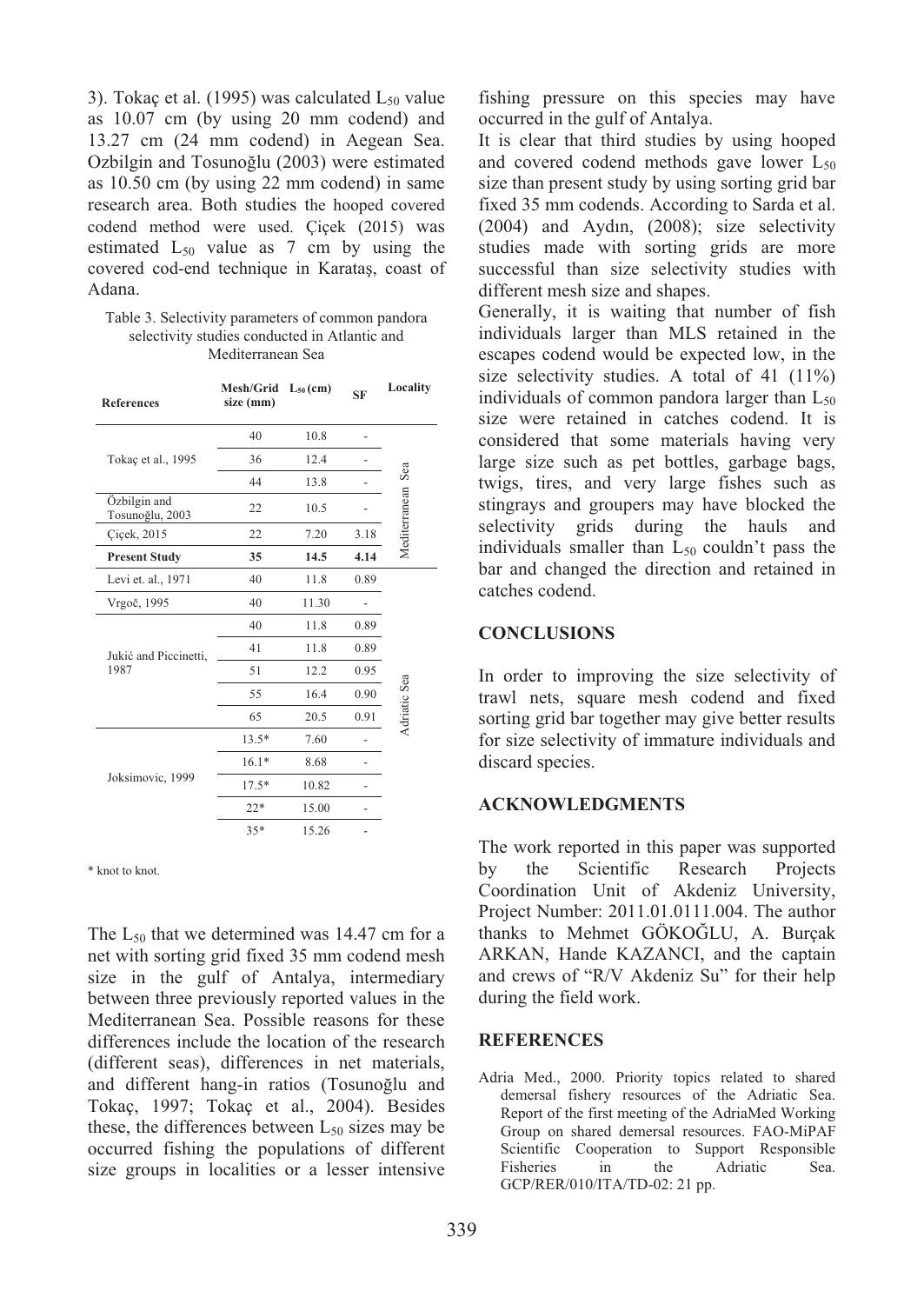3). Tokaç et al. (1995) was calculated $L_{50}$ value as 10.07 cm (by using 20 mm codend) and 13.27 cm (24 mm codend) in Aegean Sea. Ozbilgin and Tosunoğlu (2003) were estimated as 10.50 cm (by using 22 mm codend) in same research area. Both studies the hooped covered codend method were used. Çiçek (2015) was estimated $L_{50}$ value as 7 cm by using the covered cod-end technique in Karataş, coast of Adana.

Table 3. Selectivity parameters of common pandora selectivity studies conducted in Atlantic and Mediterranean Sea

| References | Mesh/Grid size (mm) | $L_{50}$ (cm) | SF | Locality |
|---|---|---|---|---|
| Tokaç et al., 1995 | 40 | 10.8 | - | Mediterranean Sea |
| | 36 | 12.4 | - | |
| | 44 | 13.8 | - | |
| Özbilgin and Tosunoğlu, 2003 | 22 | 10.5 | - | |
| Çiçek, 2015 | 22 | 7.20 | 3.18 | |
| **Present Study** | **35** | **14.5** | **4.14** | |
| Levi et. al., 1971 | 40 | 11.8 | 0.89 | Adriatic Sea |
| Vrgoč, 1995 | 40 | 11.30 | - | |
| Jukić and Piccinetti, 1987 | 40 | 11.8 | 0.89 | |
| | 41 | 11.8 | 0.89 | |
| | 51 | 12.2 | 0.95 | |
| | 55 | 16.4 | 0.90 | |
| | 65 | 20.5 | 0.91 | |
| Joksimovic, 1999 | 13.5* | 7.60 | - | |
| | 16.1* | 8.68 | - | |
| | 17.5* | 10.82 | - | |
| | 22* | 15.00 | - | |
| | 35* | 15.26 | - | |

\* knot to knot.

The $L_{50}$ that we determined was 14.47 cm for a net with sorting grid fixed 35 mm codend mesh size in the gulf of Antalya, intermediary between three previously reported values in the Mediterranean Sea. Possible reasons for these differences include the location of the research (different seas), differences in net materials, and different hang-in ratios (Tosunoğlu and Tokaç, 1997; Tokaç et al., 2004). Besides these, the differences between $L_{50}$ sizes may be occurred fishing the populations of different size groups in localities or a lesser intensive fishing pressure on this species may have occurred in the gulf of Antalya.

It is clear that third studies by using hooped and covered codend methods gave lower $L_{50}$ size than present study by using sorting grid bar fixed 35 mm codends. According to Sarda et al. (2004) and Aydın, (2008); size selectivity studies made with sorting grids are more successful than size selectivity studies with different mesh size and shapes.

Generally, it is waiting that number of fish individuals larger than MLS retained in the escapes codend would be expected low, in the size selectivity studies. A total of 41 (11%) individuals of common pandora larger than $L_{50}$ size were retained in catches codend. It is considered that some materials having very large size such as pet bottles, garbage bags, twigs, tires, and very large fishes such as stingrays and groupers may have blocked the selectivity grids during the hauls and individuals smaller than $L_{50}$ couldn't pass the bar and changed the direction and retained in catches codend.

## CONCLUSIONS

In order to improving the size selectivity of trawl nets, square mesh codend and fixed sorting grid bar together may give better results for size selectivity of immature individuals and discard species.

## ACKNOWLEDGMENTS

The work reported in this paper was supported by the Scientific Research Projects Coordination Unit of Akdeniz University, Project Number: 2011.01.0111.004. The author thanks to Mehmet GÖKOĞLU, A. Burçak ARKAN, Hande KAZANCI, and the captain and crews of "R/V Akdeniz Su" for their help during the field work.

## REFERENCES

Adria Med., 2000. Priority topics related to shared demersal fishery resources of the Adriatic Sea. Report of the first meeting of the AdriaMed Working Group on shared demersal resources. FAO-MiPAF Scientific Cooperation to Support Responsible Fisheries in the Adriatic Sea. GCP/RER/010/ITA/TD-02: 21 pp.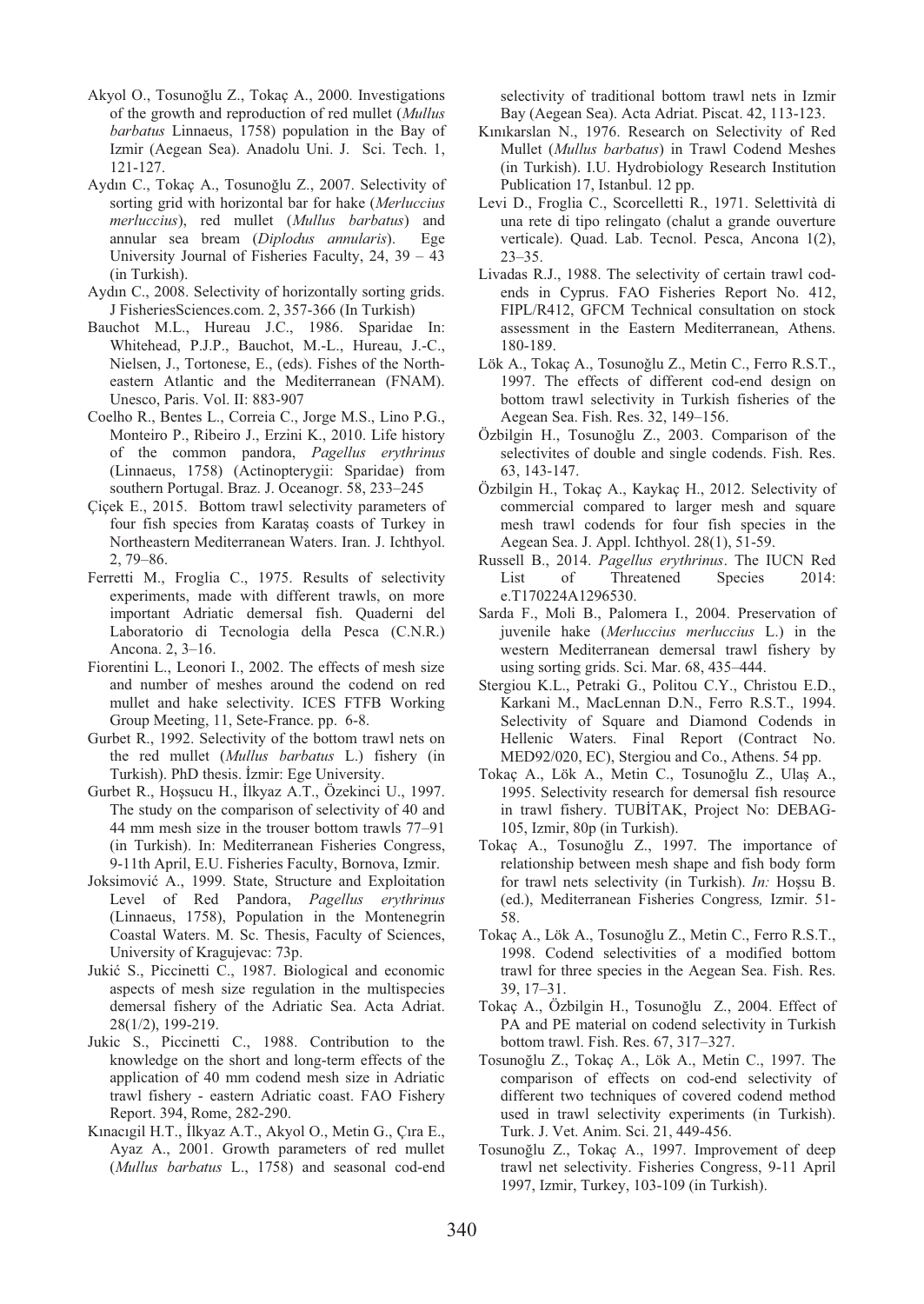Akyol O., Tosunoğlu Z., Tokaç A., 2000. Investigations of the growth and reproduction of red mullet (*Mullus barbatus* Linnaeus, 1758) population in the Bay of Izmir (Aegean Sea). Anadolu Uni. J. Sci. Tech. 1, 121-127.

Aydın C., Tokaç A., Tosunoğlu Z., 2007. Selectivity of sorting grid with horizontal bar for hake (*Merluccius merluccius*), red mullet (*Mullus barbatus*) and annular sea bream (*Diplodus annularis*). Ege University Journal of Fisheries Faculty, 24, 39 – 43 (in Turkish).

Aydın C., 2008. Selectivity of horizontally sorting grids. J FisheriesSciences.com. 2, 357-366 (In Turkish)

Bauchot M.L., Hureau J.C., 1986. Sparidae In: Whitehead, P.J.P., Bauchot, M.-L., Hureau, J.-C., Nielsen, J., Tortonese, E., (eds). Fishes of the North-eastern Atlantic and the Mediterranean (FNAM). Unesco, Paris. Vol. II: 883-907

Coelho R., Bentes L., Correia C., Jorge M.S., Lino P.G., Monteiro P., Ribeiro J., Erzini K., 2010. Life history of the common pandora, *Pagellus erythrinus* (Linnaeus, 1758) (Actinopterygii: Sparidae) from southern Portugal. Braz. J. Oceanogr. 58, 233–245

Çiçek E., 2015. Bottom trawl selectivity parameters of four fish species from Karataş coasts of Turkey in Northeastern Mediterranean Waters. Iran. J. Ichthyol. 2, 79–86.

Ferretti M., Froglia C., 1975. Results of selectivity experiments, made with different trawls, on more important Adriatic demersal fish. Quaderni del Laboratorio di Tecnologia della Pesca (C.N.R.) Ancona. 2, 3–16.

Fiorentini L., Leonori I., 2002. The effects of mesh size and number of meshes around the codend on red mullet and hake selectivity. ICES FTFB Working Group Meeting, 11, Sete-France. pp. 6-8.

Gurbet R., 1992. Selectivity of the bottom trawl nets on the red mullet (*Mullus barbatus* L.) fishery (in Turkish). PhD thesis. İzmir: Ege University.

Gurbet R., Hoşsucu H., İlkyaz A.T., Özekinci U., 1997. The study on the comparison of selectivity of 40 and 44 mm mesh size in the trouser bottom trawls 77–91 (in Turkish). In: Mediterranean Fisheries Congress, 9-11th April, E.U. Fisheries Faculty, Bornova, Izmir.

Joksimović A., 1999. State, Structure and Exploitation Level of Red Pandora, *Pagellus erythrinus* (Linnaeus, 1758), Population in the Montenegrin Coastal Waters. M. Sc. Thesis, Faculty of Sciences, University of Kragujevac: 73p.

Jukić S., Piccinetti C., 1987. Biological and economic aspects of mesh size regulation in the multispecies demersal fishery of the Adriatic Sea. Acta Adriat. 28(1/2), 199-219.

Jukic S., Piccinetti C., 1988. Contribution to the knowledge on the short and long-term effects of the application of 40 mm codend mesh size in Adriatic trawl fishery - eastern Adriatic coast. FAO Fishery Report. 394, Rome, 282-290.

Kınacıgil H.T., İlkyaz A.T., Akyol O., Metin G., Çıra E., Ayaz A., 2001. Growth parameters of red mullet (*Mullus barbatus* L., 1758) and seasonal cod-end selectivity of traditional bottom trawl nets in Izmir Bay (Aegean Sea). Acta Adriat. Piscat. 42, 113-123.

Kınıkarslan N., 1976. Research on Selectivity of Red Mullet (*Mullus barbatus*) in Trawl Codend Meshes (in Turkish). I.U. Hydrobiology Research Institution Publication 17, Istanbul. 12 pp.

Levi D., Froglia C., Scorcelletti R., 1971. Selettività di una rete di tipo relingato (chalut a grande ouverture verticale). Quad. Lab. Tecnol. Pesca, Ancona 1(2), 23–35.

Livadas R.J., 1988. The selectivity of certain trawl cod-ends in Cyprus. FAO Fisheries Report No. 412, FIPL/R412, GFCM Technical consultation on stock assessment in the Eastern Mediterranean, Athens. 180-189.

Lök A., Tokaç A., Tosunoğlu Z., Metin C., Ferro R.S.T., 1997. The effects of different cod-end design on bottom trawl selectivity in Turkish fisheries of the Aegean Sea. Fish. Res. 32, 149–156.

Özbilgin H., Tosunoğlu Z., 2003. Comparison of the selectivites of double and single codends. Fish. Res. 63, 143-147.

Özbilgin H., Tokaç A., Kaykaç H., 2012. Selectivity of commercial compared to larger mesh and square mesh trawl codends for four fish species in the Aegean Sea. J. Appl. Ichthyol. 28(1), 51-59.

Russell B., 2014. *Pagellus erythrinus*. The IUCN Red List of Threatened Species 2014: e.T170224A1296530.

Sarda F., Moli B., Palomera I., 2004. Preservation of juvenile hake (*Merluccius merluccius* L.) in the western Mediterranean demersal trawl fishery by using sorting grids. Sci. Mar. 68, 435–444.

Stergiou K.L., Petraki G., Politou C.Y., Christou E.D., Karkani M., MacLennan D.N., Ferro R.S.T., 1994. Selectivity of Square and Diamond Codends in Hellenic Waters. Final Report (Contract No. MED92/020, EC), Stergiou and Co., Athens. 54 pp.

Tokaç A., Lök A., Metin C., Tosunoğlu Z., Ulaş A., 1995. Selectivity research for demersal fish resource in trawl fishery. TUBİTAK, Project No: DEBAG-105, Izmir, 80p (in Turkish).

Tokaç A., Tosunoğlu Z., 1997. The importance of relationship between mesh shape and fish body form for trawl nets selectivity (in Turkish). *In:* Hoşsu B. (ed.), Mediterranean Fisheries Congress*,* Izmir. 51-58.

Tokaç A., Lök A., Tosunoğlu Z., Metin C., Ferro R.S.T., 1998. Codend selectivities of a modified bottom trawl for three species in the Aegean Sea. Fish. Res. 39, 17–31.

Tokaç A., Özbilgin H., Tosunoğlu Z., 2004. Effect of PA and PE material on codend selectivity in Turkish bottom trawl. Fish. Res. 67, 317–327.

Tosunoğlu Z., Tokaç A., Lök A., Metin C., 1997. The comparison of effects on cod-end selectivity of different two techniques of covered codend method used in trawl selectivity experiments (in Turkish). Turk. J. Vet. Anim. Sci. 21, 449-456.

Tosunoğlu Z., Tokaç A., 1997. Improvement of deep trawl net selectivity. Fisheries Congress, 9-11 April 1997, Izmir, Turkey, 103-109 (in Turkish).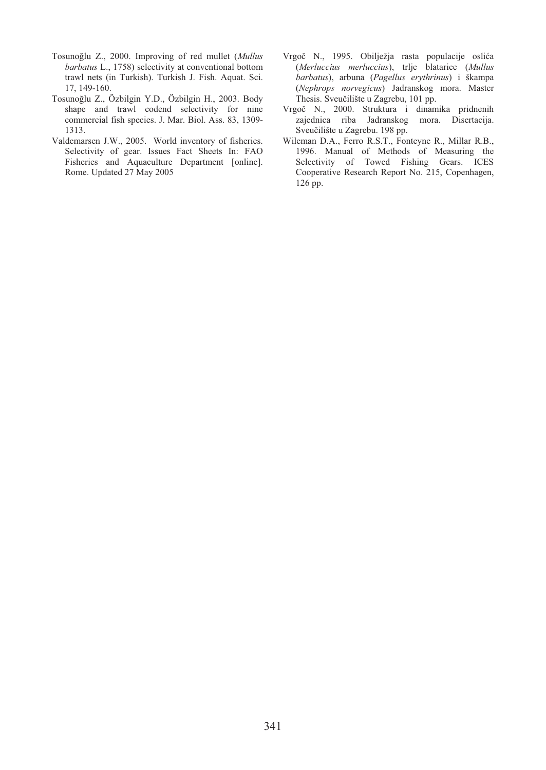Tosunoğlu Z., 2000. Improving of red mullet (*Mullus barbatus* L., 1758) selectivity at conventional bottom trawl nets (in Turkish). Turkish J. Fish. Aquat. Sci. 17, 149-160.

Tosunoğlu Z., Özbilgin Y.D., Özbilgin H., 2003. Body shape and trawl codend selectivity for nine commercial fish species. J. Mar. Biol. Ass. 83, 1309-1313.

Valdemarsen J.W., 2005. World inventory of fisheries. Selectivity of gear. Issues Fact Sheets In: FAO Fisheries and Aquaculture Department [online]. Rome. Updated 27 May 2005

Vrgoč N., 1995. Obilježja rasta populacije oslića (*Merluccius merluccius*), trlje blatarice (*Mullus barbatus*), arbuna (*Pagellus erythrinus*) i škampa (*Nephrops norvegicus*) Jadranskog mora. Master Thesis. Sveučilište u Zagrebu, 101 pp.

Vrgoč N., 2000. Struktura i dinamika pridnenih zajednica riba Jadranskog mora. Disertacija. Sveučilište u Zagrebu. 198 pp.

Wileman D.A., Ferro R.S.T., Fonteyne R., Millar R.B., 1996. Manual of Methods of Measuring the Selectivity of Towed Fishing Gears. ICES Cooperative Research Report No. 215, Copenhagen, 126 pp.